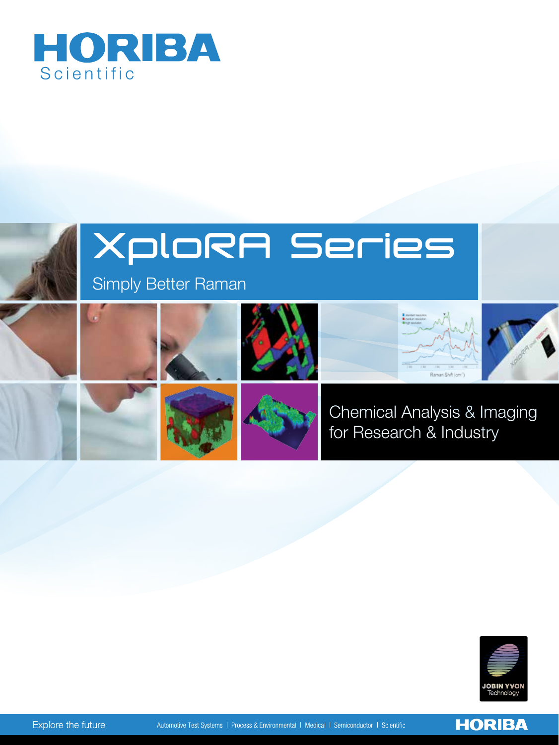# HORIBA Scientific

# XploRA Series

## Simply Better Raman

Chemical Analysis & Imaging for Research & Industry

JOBIN YVON Technology

Explore the future

Automotive Test Systems | Process & Environmental | Medical | Semiconductor | Scientific

HORIBA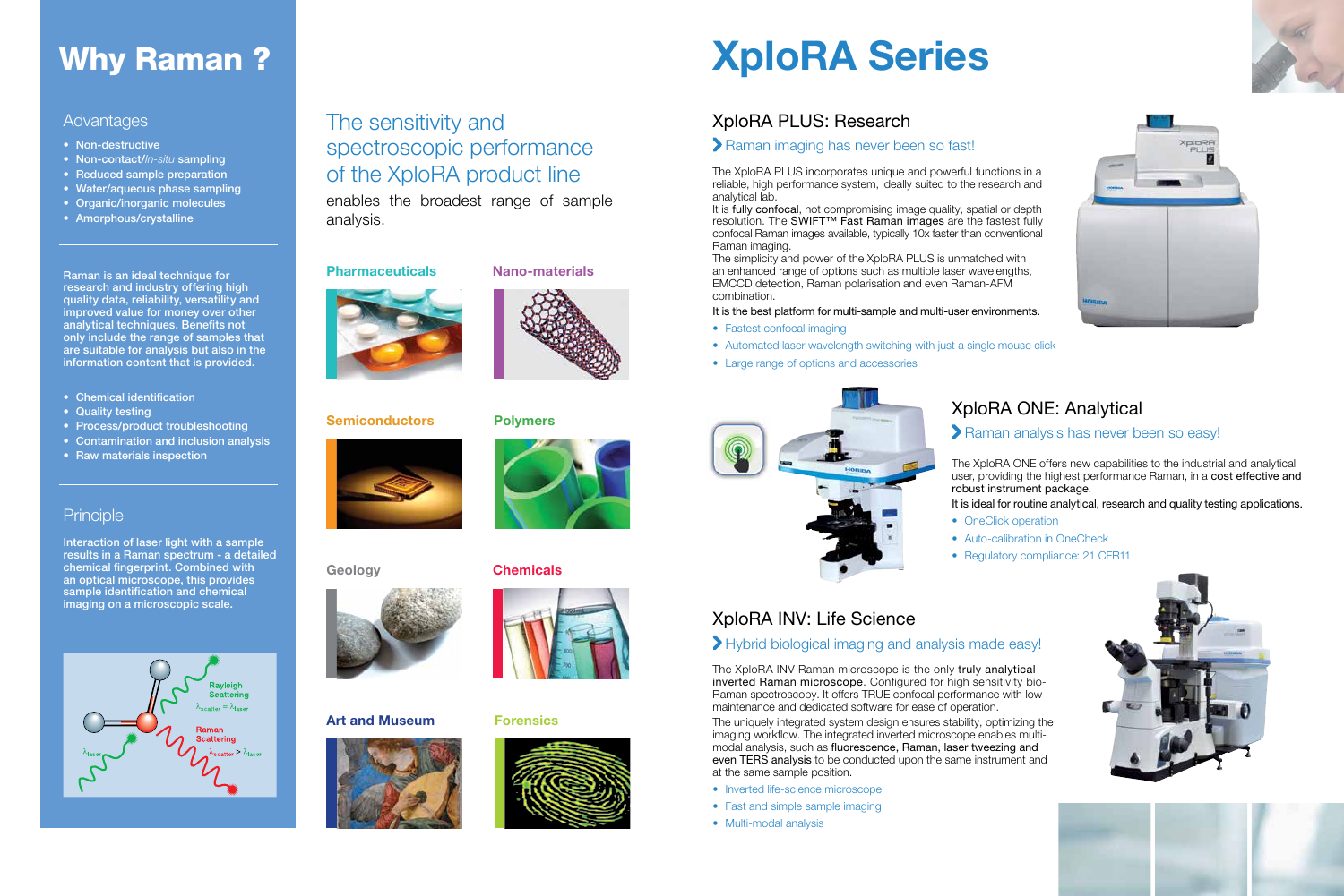# Why Raman ?

## Advantages

- Non-destructive
- Non-contact/*In-situ* sampling
- Reduced sample preparation
- Water/aqueous phase sampling
- Organic/inorganic molecules
- Amorphous/crystalline

**Raman is an ideal technique for research and industry offering high quality data, reliability, versatility and improved value for money over other analytical techniques. Benefits not only include the range of samples that are suitable for analysis but also in the information content that is provided.**

- Chemical identification
- Quality testing
- Process/product troubleshooting
- Contamination and inclusion analysis
- Raw materials inspection

## Principle

**Interaction of laser light with a sample results in a Raman spectrum - a detailed chemical fingerprint. Combined with an optical microscope, this provides sample identification and chemical imaging on a microscopic scale.**

Rayleigh Scattering $\lambda_{scatter} = \lambda_{laser}$

Raman Scattering $\lambda_{scatter} > \lambda_{laser}$

$\lambda_{laser}$

## The sensitivity and spectroscopic performance of the XploRA product line

enables the broadest range of sample analysis.

**Pharmaceuticals**

**Nano-materials**

**Semiconductors**

**Polymers**

**Geology**

**Chemicals**

**Art and Museum**

**Forensics**

# XploRA Series

## XploRA PLUS: Research

**›** Raman imaging has never been so fast!

The XploRA PLUS incorporates unique and powerful functions in a reliable, high performance system, ideally suited to the research and analytical lab.

It is fully confocal, not compromising image quality, spatial or depth resolution. The SWIFT™ Fast Raman images are the fastest fully confocal Raman images available, typically 10x faster than conventional Raman imaging.

The simplicity and power of the XploRA PLUS is unmatched with an enhanced range of options such as multiple laser wavelengths, EMCCD detection, Raman polarisation and even Raman-AFM combination.

It is the best platform for multi-sample and multi-user environments.

- Fastest confocal imaging
- Automated laser wavelength switching with just a single mouse click
- Large range of options and accessories

## XploRA ONE: Analytical

**›** Raman analysis has never been so easy!

The XploRA ONE offers new capabilities to the industrial and analytical user, providing the highest performance Raman, in a cost effective and robust instrument package.

It is ideal for routine analytical, research and quality testing applications.

- OneClick operation
- Auto-calibration in OneCheck
- Regulatory compliance: 21 CFR11

## XploRA INV: Life Science

**›** Hybrid biological imaging and analysis made easy!

The XploRA INV Raman microscope is the only truly analytical inverted Raman microscope. Configured for high sensitivity bio-Raman spectroscopy. It offers TRUE confocal performance with low maintenance and dedicated software for ease of operation.

The uniquely integrated system design ensures stability, optimizing the imaging workflow. The integrated inverted microscope enables multi-modal analysis, such as fluorescence, Raman, laser tweezing and even TERS analysis to be conducted upon the same instrument and at the same sample position.

- Inverted life-science microscope
- Fast and simple sample imaging
- Multi-modal analysis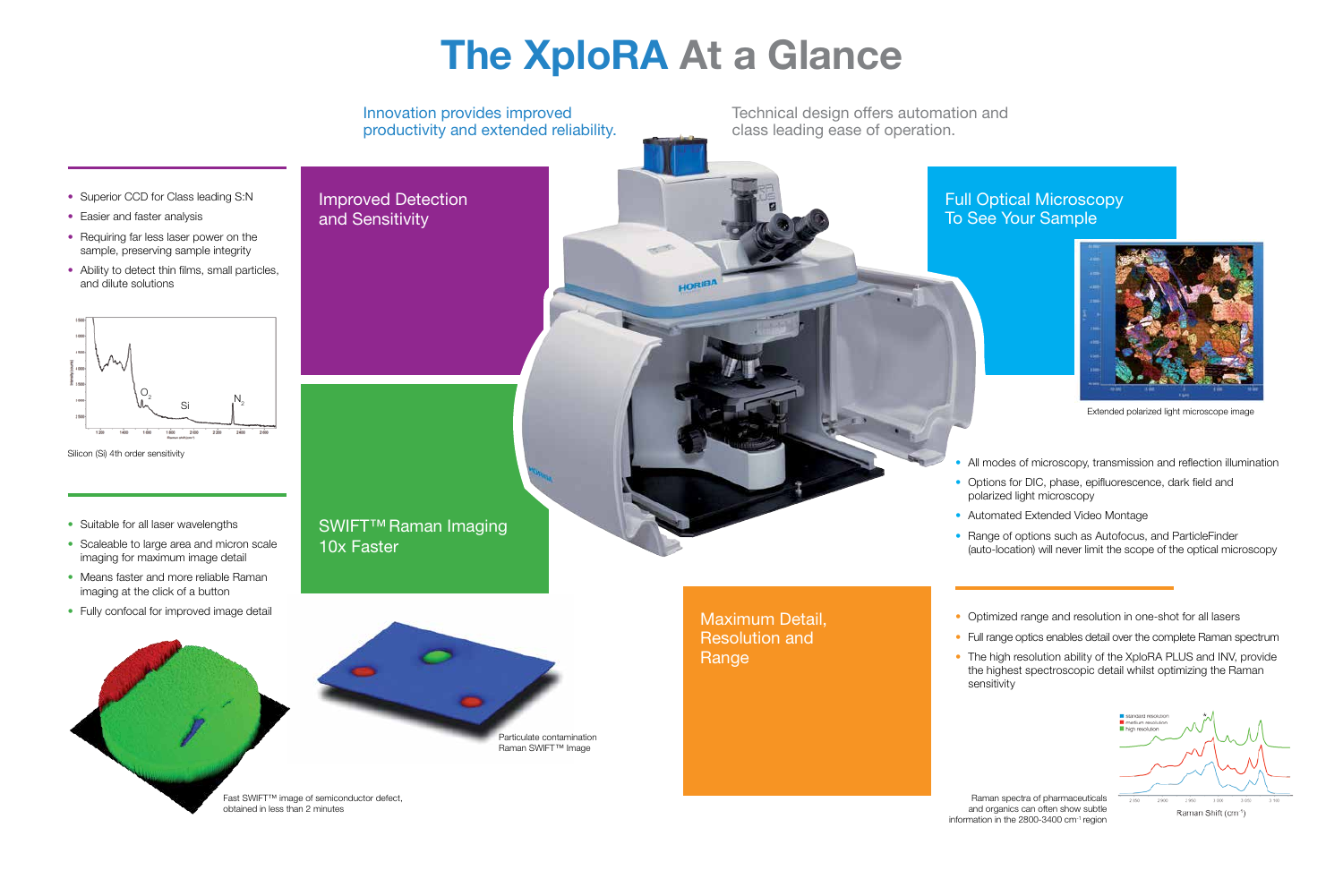# The XploRA At a Glance

Innovation provides improved productivity and extended reliability.

Technical design offers automation and class leading ease of operation.

## Improved Detection and Sensitivity

- Superior CCD for Class leading S:N
- Easier and faster analysis
- Requiring far less laser power on the sample, preserving sample integrity
- Ability to detect thin films, small particles, and dilute solutions

Silicon (Si) 4th order sensitivity

## SWIFT™ Raman Imaging 10x Faster

- Suitable for all laser wavelengths
- Scaleable to large area and micron scale imaging for maximum image detail
- Means faster and more reliable Raman imaging at the click of a button
- Fully confocal for improved image detail

Fast SWIFT™ image of semiconductor defect, obtained in less than 2 minutes

Particulate contamination Raman SWIFT™ Image

## Full Optical Microscopy To See Your Sample

Extended polarized light microscope image

- All modes of microscopy, transmission and reflection illumination
- Options for DIC, phase, epifluorescence, dark field and polarized light microscopy
- Automated Extended Video Montage
- Range of options such as Autofocus, and ParticleFinder (auto-location) will never limit the scope of the optical microscopy

## Maximum Detail, Resolution and Range

- Optimized range and resolution in one-shot for all lasers
- Full range optics enables detail over the complete Raman spectrum
- The high resolution ability of the XploRA PLUS and INV, provide the highest spectroscopic detail whilst optimizing the Raman sensitivity

Raman spectra of pharmaceuticals and organics can often show subtle information in the 2800-3400 $cm^{-1}$ region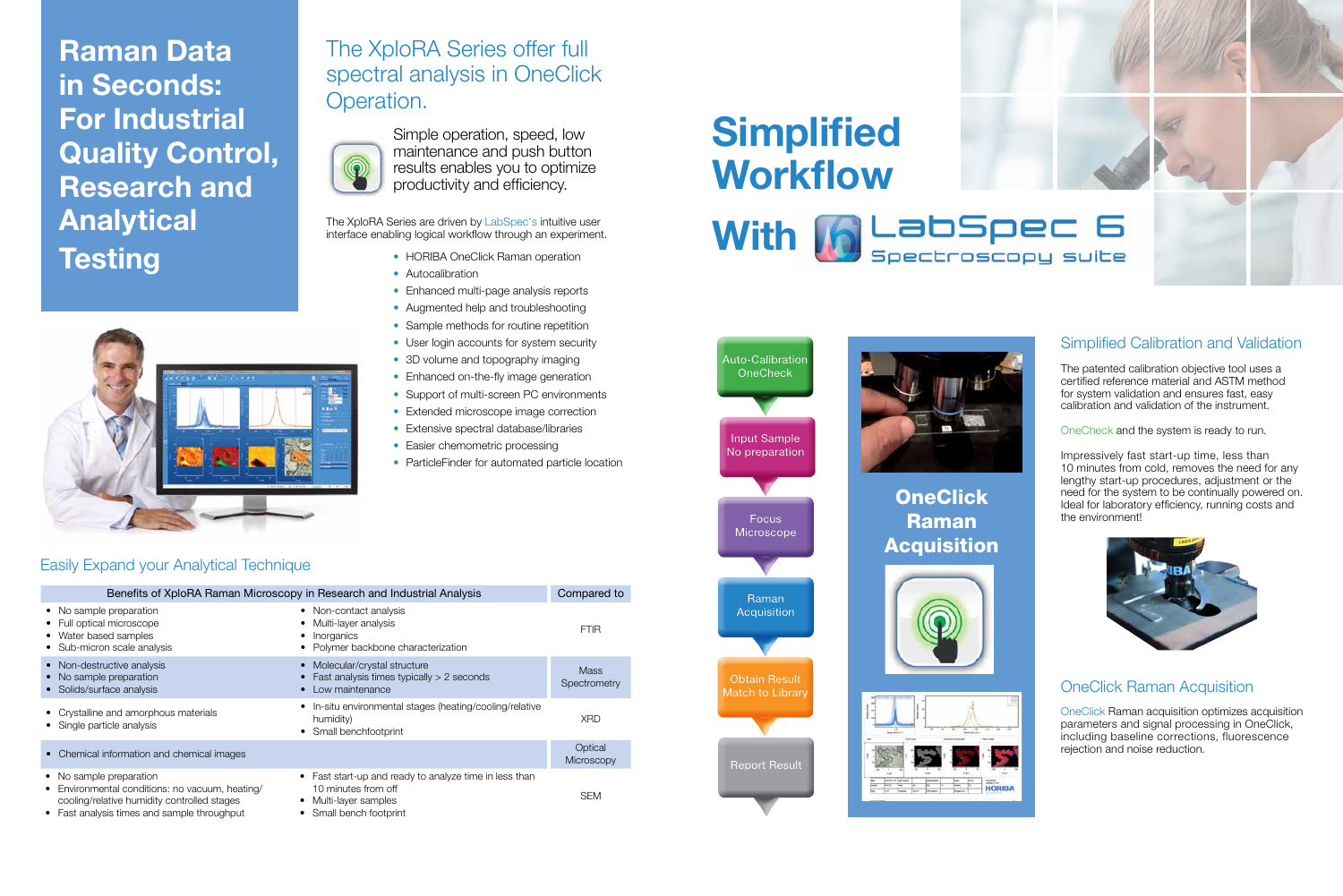# Raman Data in Seconds: For Industrial Quality Control, Research and Analytical Testing

## The XploRA Series offer full spectral analysis in OneClick Operation.

Simple operation, speed, low maintenance and push button results enables you to optimize productivity and efficiency.

The XploRA Series are driven by LabSpec's intuitive user interface enabling logical workflow through an experiment.

- HORIBA OneClick Raman operation
- Autocalibration
- Enhanced multi-page analysis reports
- Augmented help and troubleshooting
- Sample methods for routine repetition
- User login accounts for system security
- 3D volume and topography imaging
- Enhanced on-the-fly image generation
- Support of multi-screen PC environments
- Extended microscope image correction
- Extensive spectral database/libraries
- Easier chemometric processing
- ParticleFinder for automated particle location

## Easily Expand your Analytical Technique

| Benefits of XploRA Raman Microscopy in Research and Industrial Analysis | | Compared to |
|---|---|---|
| • No sample preparation<br>• Full optical microscope<br>• Water based samples<br>• Sub-micron scale analysis | • Non-contact analysis<br>• Multi-layer analysis<br>• Inorganics<br>• Polymer backbone characterization | FTIR |
| • Non-destructive analysis<br>• No sample preparation<br>• Solids/surface analysis | • Molecular/crystal structure<br>• Fast analysis times typically > 2 seconds<br>• Low maintenance | Mass Spectrometry |
| • Crystalline and amorphous materials<br>• Single particle analysis | • In-situ environmental stages (heating/cooling/relative humidity)<br>• Small benchfootprint | XRD |
| • Chemical information and chemical images | | Optical Microscopy |
| • No sample preparation<br>• Environmental conditions: no vacuum, heating/cooling/relative humidity controlled stages<br>• Fast analysis times and sample throughput | • Fast start-up and ready to analyze time in less than 10 minutes from off<br>• Multi-layer samples<br>• Small bench footprint | SEM |

# Simplified Workflow With LabSpec 6 Spectroscopy suite

- Auto-Calibration OneCheck
- Input Sample No preparation
- Focus Microscope
- Raman Acquisition
- Obtain Result Match to Library
- Report Result

### OneClick Raman Acquisition

## Simplified Calibration and Validation

The patented calibration objective tool uses a certified reference material and ASTM method for system validation and ensures fast, easy calibration and validation of the instrument.

OneCheck and the system is ready to run.

Impressively fast start-up time, less than 10 minutes from cold, removes the need for any lengthy start-up procedures, adjustment or the need for the system to be continually powered on. Ideal for laboratory efficiency, running costs and the environment!

## OneClick Raman Acquisition

OneClick Raman acquisition optimizes acquisition parameters and signal processing in OneClick, including baseline corrections, fluorescence rejection and noise reduction.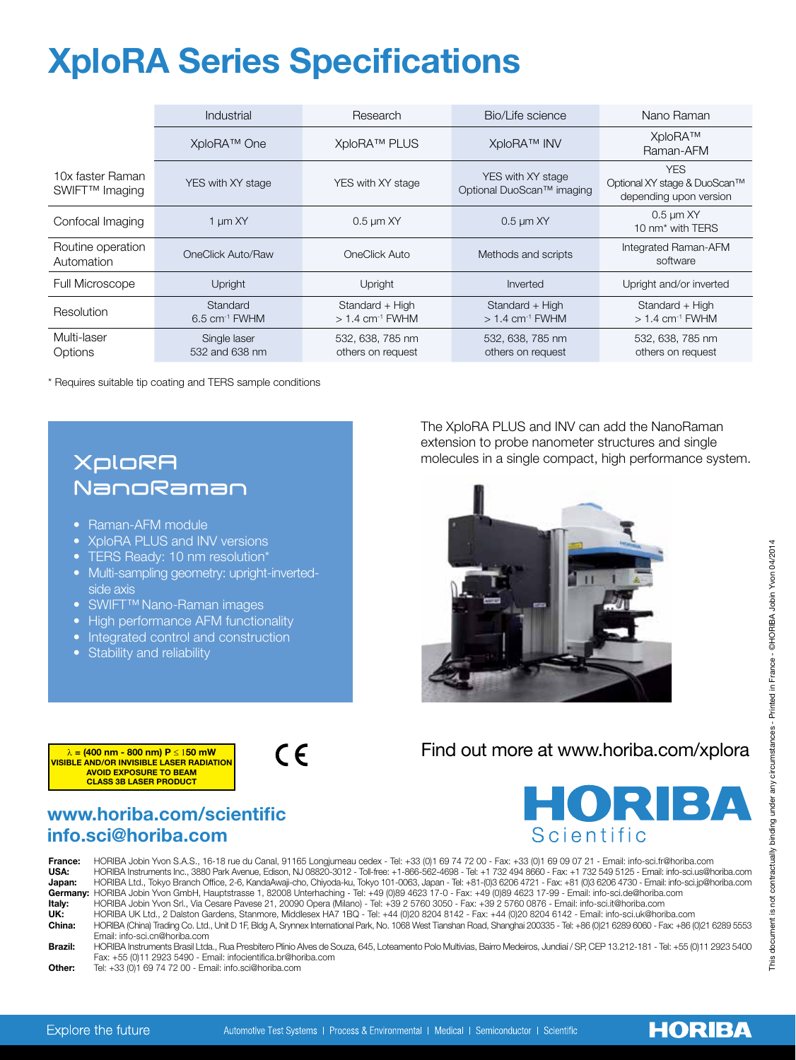# XploRA Series Specifications

| | Industrial | Research | Bio/Life science | Nano Raman |
|---|---|---|---|---|
| | XploRA™ One | XploRA™ PLUS | XploRA™ INV | XploRA™ Raman-AFM |
| 10x faster Raman SWIFT™ Imaging | YES with XY stage | YES with XY stage | YES with XY stage Optional DuoScan™ imaging | YES Optional XY stage & DuoScan™ depending upon version |
| Confocal Imaging | 1 µm XY | 0.5 µm XY | 0.5 µm XY | 0.5 µm XY 10 nm* with TERS |
| Routine operation Automation | OneClick Auto/Raw | OneClick Auto | Methods and scripts | Integrated Raman-AFM software |
| Full Microscope | Upright | Upright | Inverted | Upright and/or inverted |
| Resolution | Standard 6.5 $cm^{-1}$ FWHM | Standard + High > 1.4 $cm^{-1}$ FWHM | Standard + High > 1.4 $cm^{-1}$ FWHM | Standard + High > 1.4 $cm^{-1}$ FWHM |
| Multi-laser Options | Single laser 532 and 638 nm | 532, 638, 785 nm others on request | 532, 638, 785 nm others on request | 532, 638, 785 nm others on request |

* Requires suitable tip coating and TERS sample conditions

## XploRA NanoRaman

- Raman-AFM module
- XploRA PLUS and INV versions
- TERS Ready: 10 nm resolution*
- Multi-sampling geometry: upright-inverted-side axis
- SWIFT™ Nano-Raman images
- High performance AFM functionality
- Integrated control and construction
- Stability and reliability

The XploRA PLUS and INV can add the NanoRaman extension to probe nanometer structures and single molecules in a single compact, high performance system.

Find out more at www.horiba.com/xplora

**λ = (400 nm - 800 nm) P ≤ 150 mW**
**VISIBLE AND/OR INVISIBLE LASER RADIATION**
**AVOID EXPOSURE TO BEAM**
**CLASS 3B LASER PRODUCT**

CE

**www.horiba.com/scientific**
**info.sci@horiba.com**

HORIBA Scientific

**France:** HORIBA Jobin Yvon S.A.S., 16-18 rue du Canal, 91165 Longjumeau cedex - Tel: +33 (0)1 69 74 72 00 - Fax: +33 (0)1 69 09 07 21 - Email: info-sci.fr@horiba.com
**USA:** HORIBA Instruments Inc., 3880 Park Avenue, Edison, NJ 08820-3012 - Toll-free: +1-866-562-4698 - Tel: +1 732 494 8660 - Fax: +1 732 549 5125 - Email: info-sci.us@horiba.com
**Japan:** HORIBA Ltd., Tokyo Branch Office, 2-6, KandaAwaji-cho, Chiyoda-ku, Tokyo 101-0063, Japan - Tel: +81-(0)3 6206 4721 - Fax: +81 (0)3 6206 4730 - Email: info-sci.jp@horiba.com
**Germany:** HORIBA Jobin Yvon GmbH, Hauptstrasse 1, 82008 Unterhaching - Tel: +49 (0)89 4623 17-0 - Fax: +49 (0)89 4623 17-99 - Email: info-sci.de@horiba.com
**Italy:** HORIBA Jobin Yvon Srl., Via Cesare Pavese 21, 20090 Opera (Milano) - Tel: +39 2 5760 3050 - Fax: +39 2 5760 0876 - Email: info-sci.it@horiba.com
**UK:** HORIBA UK Ltd., 2 Dalston Gardens, Stanmore, Middlesex HA7 1BQ - Tel: +44 (0)20 8204 8142 - Fax: +44 (0)20 8204 6142 - Email: info-sci.uk@horiba.com
**China:** HORIBA (China) Trading Co. Ltd., Unit D 1F, Bldg A, Synnex International Park, No. 1068 West Tianshan Road, Shanghai 200335 - Tel: +86 (0)21 6289 6060 - Fax: +86 (0)21 6289 5553 Email: info-sci.cn@horiba.com
**Brazil:** HORIBA Instruments Brasil Ltda., Rua Presbítero Plínio Alves de Souza, 645, Loteamento Polo Multivias, Bairro Medeiros, Jundiaí / SP, CEP 13.212-181 - Tel: +55 (0)11 2923 5400 Fax: +55 (0)11 2923 5490 - Email: infocientifica.br@horiba.com
**Other:** Tel: +33 (0)1 69 74 72 00 - Email: info.sci@horiba.com

This document is not contractually binding under any circumstances - Printed in France - ©HORIBA Jobin Yvon 04/2014

Explore the future | Automotive Test Systems | Process & Environmental | Medical | Semiconductor | Scientific | HORIBA